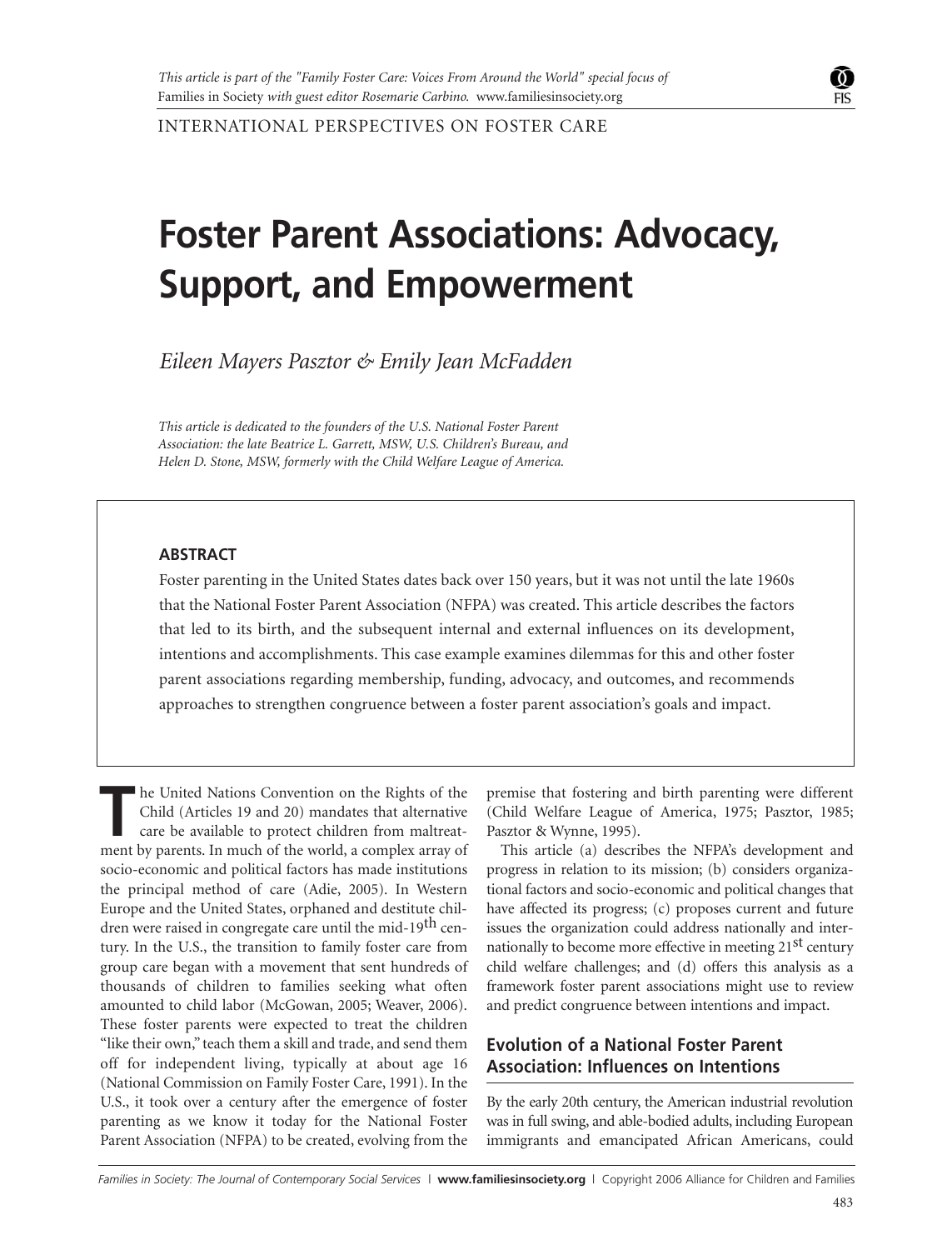*This article is part of the "Family Foster Care: Voices From Around the World" special focus of* Families in Society *with guest editor Rosemarie Carbino.* www.familiesinsociety.org

INTERNATIONAL PERSPECTIVES ON FOSTER CARE

# Foster Parent Associations: Advocacy, Support, and Empowerment

*Eileen Mayers Pasztor & Emily Jean McFadden*

*This article is dedicated to the founders of the U.S. National Foster Parent Association: the late Beatrice L. Garrett, MSW, U.S. Children's Bureau, and Helen D. Stone, MSW, formerly with the Child Welfare League of America.*

#### ABSTRACT

Foster parenting in the United States dates back over 150 years, but it was not until the late 1960s that the National Foster Parent Association (NFPA) was created. This article describes the factors that led to its birth, and the subsequent internal and external influences on its development, intentions and accomplishments. This case example examines dilemmas for this and other foster parent associations regarding membership, funding, advocacy, and outcomes, and recommends approaches to strengthen congruence between a foster parent association's goals and impact.

The United Nations Convention on the Rights of the Child (Articles 19 and 20) mandates that alternative care be available to protect children from maltreatment by parents. In much of the world, a complex array of socio-economic and political factors has made institutions the principal method of care (Adie, 2005). In Western Europe and the United States, orphaned and destitute children were raised in congregate care until the mid-19th century. In the U.S., the transition to family foster care from group care began with a movement that sent hundreds of thousands of children to families seeking what often amounted to child labor (McGowan, 2005; Weaver, 2006). These foster parents were expected to treat the children "like their own," teach them a skill and trade, and send them off for independent living, typically at about age 16 (National Commission on Family Foster Care, 1991). In the U.S., it took over a century after the emergence of foster parenting as we know it today for the National Foster Parent Association (NFPA) to be created, evolving from the premise that fostering and birth parenting were different (Child Welfare League of America, 1975; Pasztor, 1985; Pasztor & Wynne, 1995).

This article (a) describes the NFPA's development and progress in relation to its mission; (b) considers organizational factors and socio-economic and political changes that have affected its progress; (c) proposes current and future issues the organization could address nationally and internationally to become more effective in meeting 21st century child welfare challenges; and (d) offers this analysis as a framework foster parent associations might use to review and predict congruence between intentions and impact.

## Evolution of a National Foster Parent Association: Influences on Intentions

By the early 20th century, the American industrial revolution was in full swing, and able-bodied adults, including European immigrants and emancipated African Americans, could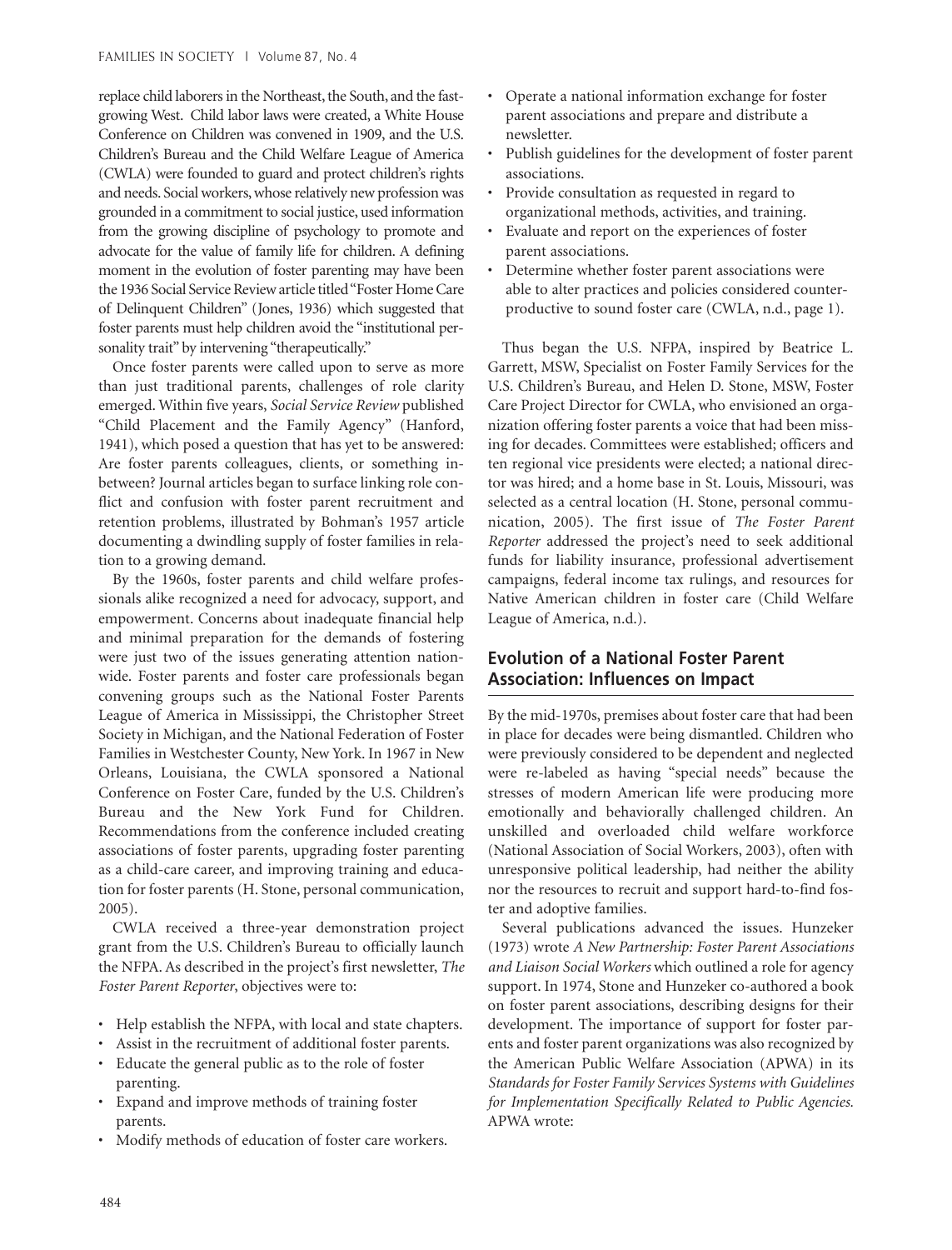replace child laborers in the Northeast, the South, and the fast-growing West. Child labor laws were created, a White House Conference on Children was convened in 1909, and the U.S. Children's Bureau and the Child Welfare League of America (CWLA) were founded to guard and protect children's rights and needs. Social workers, whose relatively new profession was grounded in a commitment to social justice, used information from the growing discipline of psychology to promote and advocate for the value of family life for children. A defining moment in the evolution of foster parenting may have been the 1936 Social Service Review article titled "Foster Home Care of Delinquent Children" (Jones, 1936) which suggested that foster parents must help children avoid the "institutional personality trait" by intervening "therapeutically."

Once foster parents were called upon to serve as more than just traditional parents, challenges of role clarity emerged. Within five years, *Social Service Review* published "Child Placement and the Family Agency" (Hanford, 1941), which posed a question that has yet to be answered: Are foster parents colleagues, clients, or something in-between? Journal articles began to surface linking role conflict and confusion with foster parent recruitment and retention problems, illustrated by Bohman's 1957 article documenting a dwindling supply of foster families in relation to a growing demand.

By the 1960s, foster parents and child welfare professionals alike recognized a need for advocacy, support, and empowerment. Concerns about inadequate financial help and minimal preparation for the demands of fostering were just two of the issues generating attention nationwide. Foster parents and foster care professionals began convening groups such as the National Foster Parents League of America in Mississippi, the Christopher Street Society in Michigan, and the National Federation of Foster Families in Westchester County, New York. In 1967 in New Orleans, Louisiana, the CWLA sponsored a National Conference on Foster Care, funded by the U.S. Children's Bureau and the New York Fund for Children. Recommendations from the conference included creating associations of foster parents, upgrading foster parenting as a child-care career, and improving training and education for foster parents (H. Stone, personal communication, 2005).

CWLA received a three-year demonstration project grant from the U.S. Children's Bureau to officially launch the NFPA. As described in the project's first newsletter, *The Foster Parent Reporter*, objectives were to:

- Help establish the NFPA, with local and state chapters.
- Assist in the recruitment of additional foster parents.
- Educate the general public as to the role of foster parenting.
- Expand and improve methods of training foster parents.
- Modify methods of education of foster care workers.
- Operate a national information exchange for foster parent associations and prepare and distribute a newsletter.
- Publish guidelines for the development of foster parent associations.
- Provide consultation as requested in regard to organizational methods, activities, and training.
- Evaluate and report on the experiences of foster parent associations.
- Determine whether foster parent associations were able to alter practices and policies considered counterproductive to sound foster care (CWLA, n.d., page 1).

Thus began the U.S. NFPA, inspired by Beatrice L. Garrett, MSW, Specialist on Foster Family Services for the U.S. Children's Bureau, and Helen D. Stone, MSW, Foster Care Project Director for CWLA, who envisioned an organization offering foster parents a voice that had been missing for decades. Committees were established; officers and ten regional vice presidents were elected; a national director was hired; and a home base in St. Louis, Missouri, was selected as a central location (H. Stone, personal communication, 2005). The first issue of *The Foster Parent Reporter* addressed the project's need to seek additional funds for liability insurance, professional advertisement campaigns, federal income tax rulings, and resources for Native American children in foster care (Child Welfare League of America, n.d.).

## Evolution of a National Foster Parent Association: Influences on Impact

By the mid-1970s, premises about foster care that had been in place for decades were being dismantled. Children who were previously considered to be dependent and neglected were re-labeled as having "special needs" because the stresses of modern American life were producing more emotionally and behaviorally challenged children. An unskilled and overloaded child welfare workforce (National Association of Social Workers, 2003), often with unresponsive political leadership, had neither the ability nor the resources to recruit and support hard-to-find foster and adoptive families.

Several publications advanced the issues. Hunzeker (1973) wrote *A New Partnership: Foster Parent Associations and Liaison Social Workers* which outlined a role for agency support. In 1974, Stone and Hunzeker co-authored a book on foster parent associations, describing designs for their development. The importance of support for foster parents and foster parent organizations was also recognized by the American Public Welfare Association (APWA) in its *Standards for Foster Family Services Systems with Guidelines for Implementation Specifically Related to Public Agencies.* APWA wrote: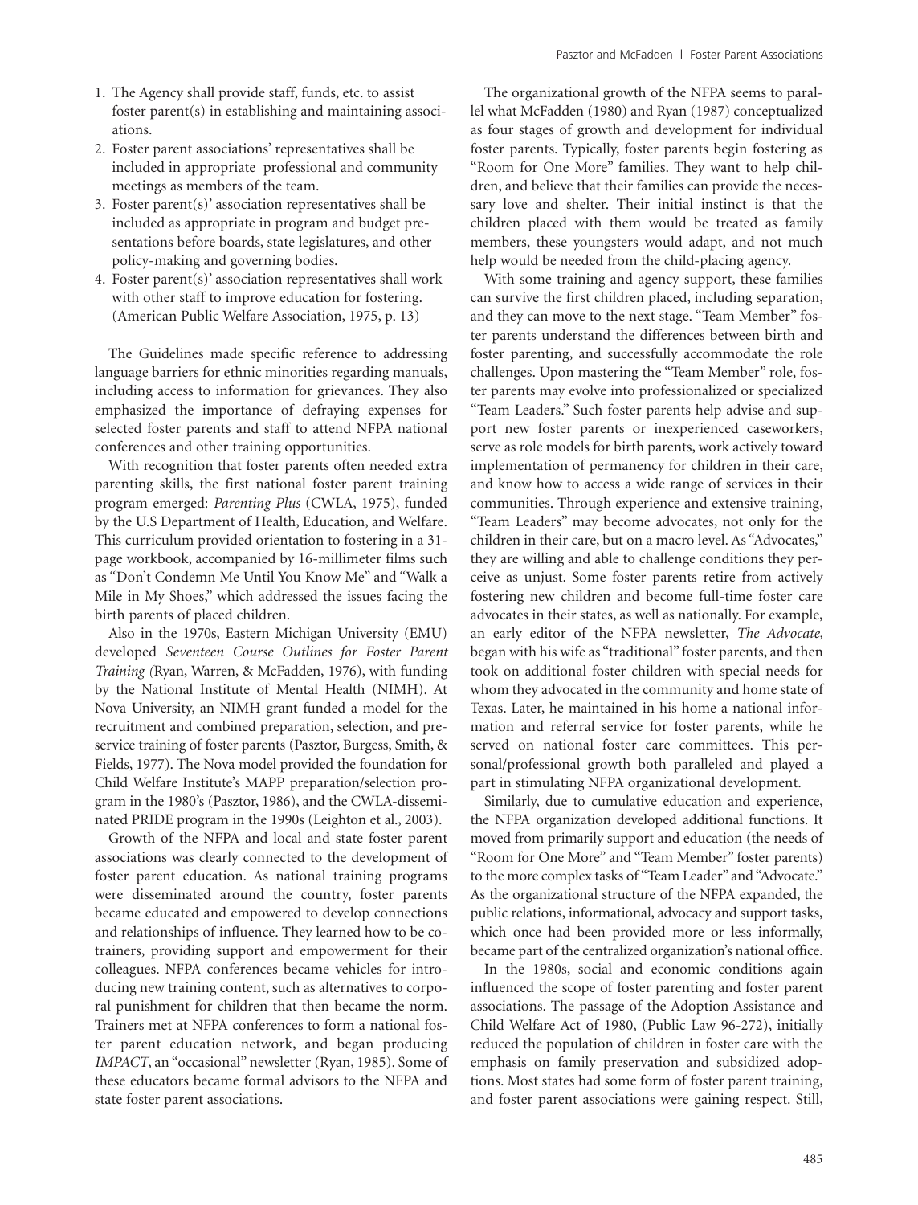1. The Agency shall provide staff, funds, etc. to assist foster parent(s) in establishing and maintaining associations.
2. Foster parent associations' representatives shall be included in appropriate professional and community meetings as members of the team.
3. Foster parent(s)' association representatives shall be included as appropriate in program and budget presentations before boards, state legislatures, and other policy-making and governing bodies.
4. Foster parent(s)' association representatives shall work with other staff to improve education for fostering. (American Public Welfare Association, 1975, p. 13)

The Guidelines made specific reference to addressing language barriers for ethnic minorities regarding manuals, including access to information for grievances. They also emphasized the importance of defraying expenses for selected foster parents and staff to attend NFPA national conferences and other training opportunities.

With recognition that foster parents often needed extra parenting skills, the first national foster parent training program emerged: *Parenting Plus* (CWLA, 1975), funded by the U.S Department of Health, Education, and Welfare. This curriculum provided orientation to fostering in a 31-page workbook, accompanied by 16-millimeter films such as "Don't Condemn Me Until You Know Me" and "Walk a Mile in My Shoes," which addressed the issues facing the birth parents of placed children.

Also in the 1970s, Eastern Michigan University (EMU) developed *Seventeen Course Outlines for Foster Parent Training (*Ryan, Warren, & McFadden, 1976), with funding by the National Institute of Mental Health (NIMH). At Nova University, an NIMH grant funded a model for the recruitment and combined preparation, selection, and preservice training of foster parents (Pasztor, Burgess, Smith, & Fields, 1977). The Nova model provided the foundation for Child Welfare Institute's MAPP preparation/selection program in the 1980's (Pasztor, 1986), and the CWLA-disseminated PRIDE program in the 1990s (Leighton et al., 2003).

Growth of the NFPA and local and state foster parent associations was clearly connected to the development of foster parent education. As national training programs were disseminated around the country, foster parents became educated and empowered to develop connections and relationships of influence. They learned how to be co-trainers, providing support and empowerment for their colleagues. NFPA conferences became vehicles for introducing new training content, such as alternatives to corporal punishment for children that then became the norm. Trainers met at NFPA conferences to form a national foster parent education network, and began producing *IMPACT*, an "occasional" newsletter (Ryan, 1985). Some of these educators became formal advisors to the NFPA and state foster parent associations.

The organizational growth of the NFPA seems to parallel what McFadden (1980) and Ryan (1987) conceptualized as four stages of growth and development for individual foster parents. Typically, foster parents begin fostering as "Room for One More" families. They want to help children, and believe that their families can provide the necessary love and shelter. Their initial instinct is that the children placed with them would be treated as family members, these youngsters would adapt, and not much help would be needed from the child-placing agency.

With some training and agency support, these families can survive the first children placed, including separation, and they can move to the next stage. "Team Member" foster parents understand the differences between birth and foster parenting, and successfully accommodate the role challenges. Upon mastering the "Team Member" role, foster parents may evolve into professionalized or specialized "Team Leaders." Such foster parents help advise and support new foster parents or inexperienced caseworkers, serve as role models for birth parents, work actively toward implementation of permanency for children in their care, and know how to access a wide range of services in their communities. Through experience and extensive training, "Team Leaders" may become advocates, not only for the children in their care, but on a macro level. As "Advocates," they are willing and able to challenge conditions they perceive as unjust. Some foster parents retire from actively fostering new children and become full-time foster care advocates in their states, as well as nationally. For example, an early editor of the NFPA newsletter, *The Advocate,* began with his wife as "traditional" foster parents, and then took on additional foster children with special needs for whom they advocated in the community and home state of Texas. Later, he maintained in his home a national information and referral service for foster parents, while he served on national foster care committees. This personal/professional growth both paralleled and played a part in stimulating NFPA organizational development.

Similarly, due to cumulative education and experience, the NFPA organization developed additional functions. It moved from primarily support and education (the needs of "Room for One More" and "Team Member" foster parents) to the more complex tasks of "Team Leader" and "Advocate." As the organizational structure of the NFPA expanded, the public relations, informational, advocacy and support tasks, which once had been provided more or less informally, became part of the centralized organization's national office.

In the 1980s, social and economic conditions again influenced the scope of foster parenting and foster parent associations. The passage of the Adoption Assistance and Child Welfare Act of 1980, (Public Law 96-272), initially reduced the population of children in foster care with the emphasis on family preservation and subsidized adoptions. Most states had some form of foster parent training, and foster parent associations were gaining respect. Still,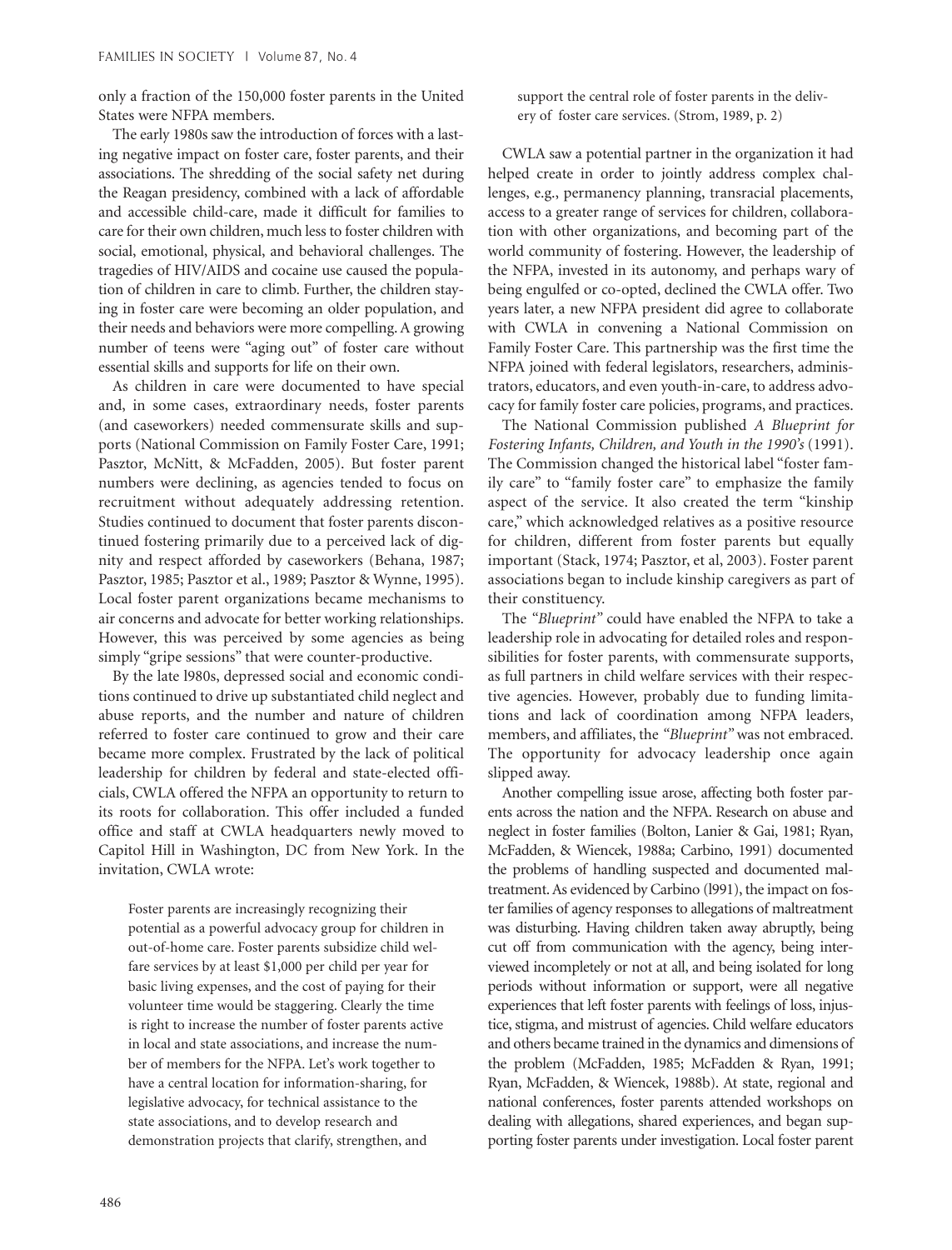only a fraction of the 150,000 foster parents in the United States were NFPA members.

The early 1980s saw the introduction of forces with a lasting negative impact on foster care, foster parents, and their associations. The shredding of the social safety net during the Reagan presidency, combined with a lack of affordable and accessible child-care, made it difficult for families to care for their own children, much less to foster children with social, emotional, physical, and behavioral challenges. The tragedies of HIV/AIDS and cocaine use caused the population of children in care to climb. Further, the children staying in foster care were becoming an older population, and their needs and behaviors were more compelling. A growing number of teens were "aging out" of foster care without essential skills and supports for life on their own.

As children in care were documented to have special and, in some cases, extraordinary needs, foster parents (and caseworkers) needed commensurate skills and supports (National Commission on Family Foster Care, 1991; Pasztor, McNitt, & McFadden, 2005). But foster parent numbers were declining, as agencies tended to focus on recruitment without adequately addressing retention. Studies continued to document that foster parents discontinued fostering primarily due to a perceived lack of dignity and respect afforded by caseworkers (Behana, 1987; Pasztor, 1985; Pasztor et al., 1989; Pasztor & Wynne, 1995). Local foster parent organizations became mechanisms to air concerns and advocate for better working relationships. However, this was perceived by some agencies as being simply "gripe sessions" that were counter-productive.

By the late l980s, depressed social and economic conditions continued to drive up substantiated child neglect and abuse reports, and the number and nature of children referred to foster care continued to grow and their care became more complex. Frustrated by the lack of political leadership for children by federal and state-elected officials, CWLA offered the NFPA an opportunity to return to its roots for collaboration. This offer included a funded office and staff at CWLA headquarters newly moved to Capitol Hill in Washington, DC from New York. In the invitation, CWLA wrote:

> Foster parents are increasingly recognizing their potential as a powerful advocacy group for children in out-of-home care. Foster parents subsidize child welfare services by at least $1,000 per child per year for basic living expenses, and the cost of paying for their volunteer time would be staggering. Clearly the time is right to increase the number of foster parents active in local and state associations, and increase the number of members for the NFPA. Let's work together to have a central location for information-sharing, for legislative advocacy, for technical assistance to the state associations, and to develop research and demonstration projects that clarify, strengthen, and support the central role of foster parents in the delivery of foster care services. (Strom, 1989, p. 2)

CWLA saw a potential partner in the organization it had helped create in order to jointly address complex challenges, e.g., permanency planning, transracial placements, access to a greater range of services for children, collaboration with other organizations, and becoming part of the world community of fostering. However, the leadership of the NFPA, invested in its autonomy, and perhaps wary of being engulfed or co-opted, declined the CWLA offer. Two years later, a new NFPA president did agree to collaborate with CWLA in convening a National Commission on Family Foster Care. This partnership was the first time the NFPA joined with federal legislators, researchers, administrators, educators, and even youth-in-care, to address advocacy for family foster care policies, programs, and practices.

The National Commission published *A Blueprint for Fostering Infants, Children, and Youth in the 1990's* (1991). The Commission changed the historical label "foster family care" to "family foster care" to emphasize the family aspect of the service. It also created the term "kinship care," which acknowledged relatives as a positive resource for children, different from foster parents but equally important (Stack, 1974; Pasztor, et al, 2003). Foster parent associations began to include kinship caregivers as part of their constituency.

The "*Blueprint*" could have enabled the NFPA to take a leadership role in advocating for detailed roles and responsibilities for foster parents, with commensurate supports, as full partners in child welfare services with their respective agencies. However, probably due to funding limitations and lack of coordination among NFPA leaders, members, and affiliates, the "*Blueprint*" was not embraced. The opportunity for advocacy leadership once again slipped away.

Another compelling issue arose, affecting both foster parents across the nation and the NFPA. Research on abuse and neglect in foster families (Bolton, Lanier & Gai, 1981; Ryan, McFadden, & Wiencek, 1988a; Carbino, 1991) documented the problems of handling suspected and documented maltreatment. As evidenced by Carbino (l991), the impact on foster families of agency responses to allegations of maltreatment was disturbing. Having children taken away abruptly, being cut off from communication with the agency, being interviewed incompletely or not at all, and being isolated for long periods without information or support, were all negative experiences that left foster parents with feelings of loss, injustice, stigma, and mistrust of agencies. Child welfare educators and others became trained in the dynamics and dimensions of the problem (McFadden, 1985; McFadden & Ryan, 1991; Ryan, McFadden, & Wiencek, 1988b). At state, regional and national conferences, foster parents attended workshops on dealing with allegations, shared experiences, and began supporting foster parents under investigation. Local foster parent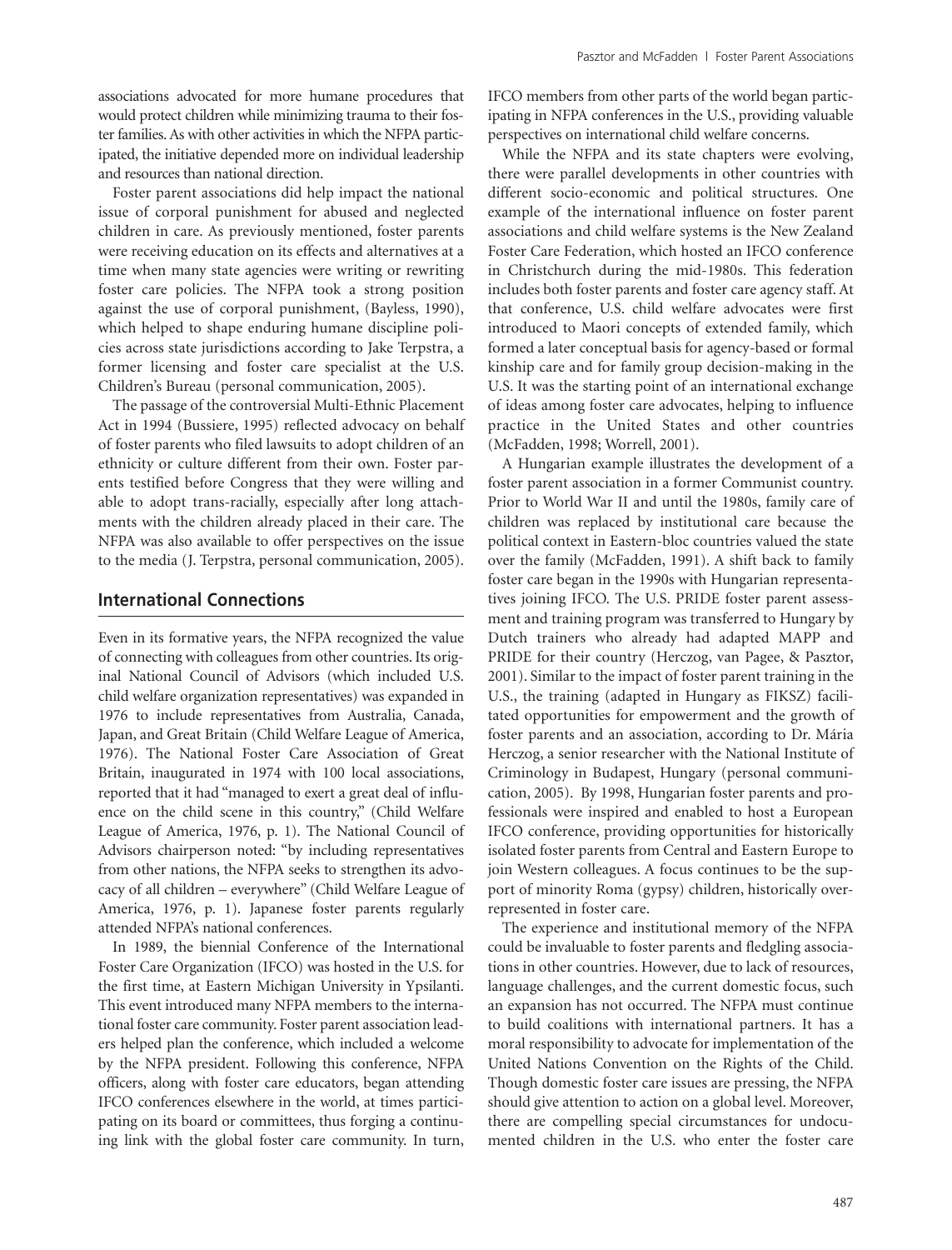associations advocated for more humane procedures that would protect children while minimizing trauma to their foster families. As with other activities in which the NFPA participated, the initiative depended more on individual leadership and resources than national direction.

Foster parent associations did help impact the national issue of corporal punishment for abused and neglected children in care. As previously mentioned, foster parents were receiving education on its effects and alternatives at a time when many state agencies were writing or rewriting foster care policies. The NFPA took a strong position against the use of corporal punishment, (Bayless, 1990), which helped to shape enduring humane discipline policies across state jurisdictions according to Jake Terpstra, a former licensing and foster care specialist at the U.S. Children's Bureau (personal communication, 2005).

The passage of the controversial Multi-Ethnic Placement Act in 1994 (Bussiere, 1995) reflected advocacy on behalf of foster parents who filed lawsuits to adopt children of an ethnicity or culture different from their own. Foster parents testified before Congress that they were willing and able to adopt trans-racially, especially after long attachments with the children already placed in their care. The NFPA was also available to offer perspectives on the issue to the media (J. Terpstra, personal communication, 2005).

## International Connections

Even in its formative years, the NFPA recognized the value of connecting with colleagues from other countries. Its original National Council of Advisors (which included U.S. child welfare organization representatives) was expanded in 1976 to include representatives from Australia, Canada, Japan, and Great Britain (Child Welfare League of America, 1976). The National Foster Care Association of Great Britain, inaugurated in 1974 with 100 local associations, reported that it had "managed to exert a great deal of influence on the child scene in this country," (Child Welfare League of America, 1976, p. 1). The National Council of Advisors chairperson noted: "by including representatives from other nations, the NFPA seeks to strengthen its advocacy of all children – everywhere" (Child Welfare League of America, 1976, p. 1). Japanese foster parents regularly attended NFPA's national conferences.

In 1989, the biennial Conference of the International Foster Care Organization (IFCO) was hosted in the U.S. for the first time, at Eastern Michigan University in Ypsilanti. This event introduced many NFPA members to the international foster care community. Foster parent association leaders helped plan the conference, which included a welcome by the NFPA president. Following this conference, NFPA officers, along with foster care educators, began attending IFCO conferences elsewhere in the world, at times participating on its board or committees, thus forging a continuing link with the global foster care community. In turn, IFCO members from other parts of the world began participating in NFPA conferences in the U.S., providing valuable perspectives on international child welfare concerns.

While the NFPA and its state chapters were evolving, there were parallel developments in other countries with different socio-economic and political structures. One example of the international influence on foster parent associations and child welfare systems is the New Zealand Foster Care Federation, which hosted an IFCO conference in Christchurch during the mid-1980s. This federation includes both foster parents and foster care agency staff. At that conference, U.S. child welfare advocates were first introduced to Maori concepts of extended family, which formed a later conceptual basis for agency-based or formal kinship care and for family group decision-making in the U.S. It was the starting point of an international exchange of ideas among foster care advocates, helping to influence practice in the United States and other countries (McFadden, 1998; Worrell, 2001).

A Hungarian example illustrates the development of a foster parent association in a former Communist country. Prior to World War II and until the 1980s, family care of children was replaced by institutional care because the political context in Eastern-bloc countries valued the state over the family (McFadden, 1991). A shift back to family foster care began in the 1990s with Hungarian representatives joining IFCO. The U.S. PRIDE foster parent assessment and training program was transferred to Hungary by Dutch trainers who already had adapted MAPP and PRIDE for their country (Herczog, van Pagee, & Pasztor, 2001). Similar to the impact of foster parent training in the U.S., the training (adapted in Hungary as FIKSZ) facilitated opportunities for empowerment and the growth of foster parents and an association, according to Dr. Mária Herczog, a senior researcher with the National Institute of Criminology in Budapest, Hungary (personal communication, 2005). By 1998, Hungarian foster parents and professionals were inspired and enabled to host a European IFCO conference, providing opportunities for historically isolated foster parents from Central and Eastern Europe to join Western colleagues. A focus continues to be the support of minority Roma (gypsy) children, historically overrepresented in foster care.

The experience and institutional memory of the NFPA could be invaluable to foster parents and fledgling associations in other countries. However, due to lack of resources, language challenges, and the current domestic focus, such an expansion has not occurred. The NFPA must continue to build coalitions with international partners. It has a moral responsibility to advocate for implementation of the United Nations Convention on the Rights of the Child. Though domestic foster care issues are pressing, the NFPA should give attention to action on a global level. Moreover, there are compelling special circumstances for undocumented children in the U.S. who enter the foster care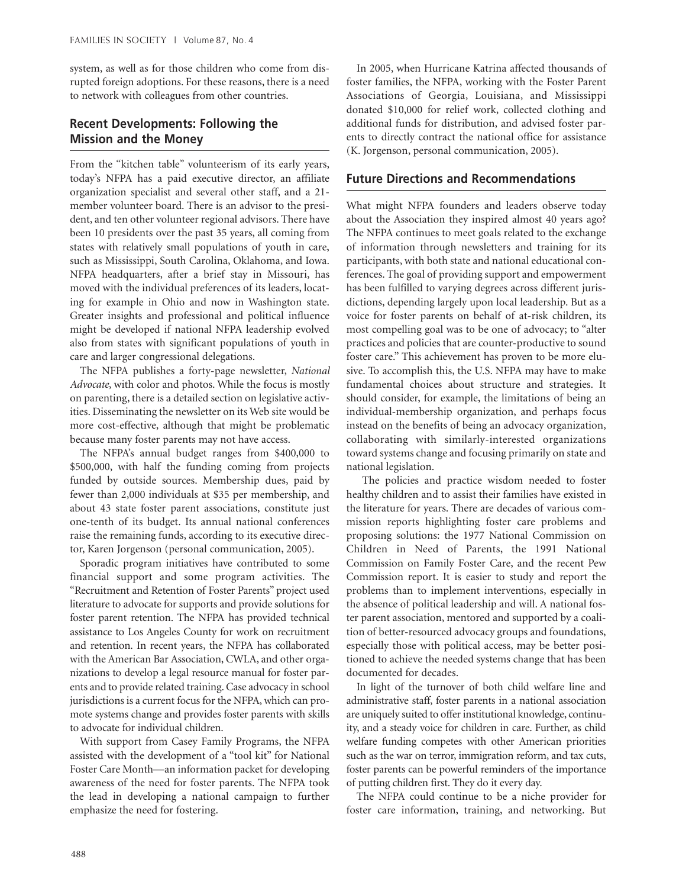system, as well as for those children who come from disrupted foreign adoptions. For these reasons, there is a need to network with colleagues from other countries.

## Recent Developments: Following the Mission and the Money

From the "kitchen table" volunteerism of its early years, today's NFPA has a paid executive director, an affiliate organization specialist and several other staff, and a 21-member volunteer board. There is an advisor to the president, and ten other volunteer regional advisors. There have been 10 presidents over the past 35 years, all coming from states with relatively small populations of youth in care, such as Mississippi, South Carolina, Oklahoma, and Iowa. NFPA headquarters, after a brief stay in Missouri, has moved with the individual preferences of its leaders, locating for example in Ohio and now in Washington state. Greater insights and professional and political influence might be developed if national NFPA leadership evolved also from states with significant populations of youth in care and larger congressional delegations.

The NFPA publishes a forty-page newsletter, *National Advocate*, with color and photos. While the focus is mostly on parenting, there is a detailed section on legislative activities. Disseminating the newsletter on its Web site would be more cost-effective, although that might be problematic because many foster parents may not have access.

The NFPA's annual budget ranges from \$400,000 to \$500,000, with half the funding coming from projects funded by outside sources. Membership dues, paid by fewer than 2,000 individuals at \$35 per membership, and about 43 state foster parent associations, constitute just one-tenth of its budget. Its annual national conferences raise the remaining funds, according to its executive director, Karen Jorgenson (personal communication, 2005).

Sporadic program initiatives have contributed to some financial support and some program activities. The "Recruitment and Retention of Foster Parents" project used literature to advocate for supports and provide solutions for foster parent retention. The NFPA has provided technical assistance to Los Angeles County for work on recruitment and retention. In recent years, the NFPA has collaborated with the American Bar Association, CWLA, and other organizations to develop a legal resource manual for foster parents and to provide related training. Case advocacy in school jurisdictions is a current focus for the NFPA, which can promote systems change and provides foster parents with skills to advocate for individual children.

With support from Casey Family Programs, the NFPA assisted with the development of a "tool kit" for National Foster Care Month—an information packet for developing awareness of the need for foster parents. The NFPA took the lead in developing a national campaign to further emphasize the need for fostering.

In 2005, when Hurricane Katrina affected thousands of foster families, the NFPA, working with the Foster Parent Associations of Georgia, Louisiana, and Mississippi donated \$10,000 for relief work, collected clothing and additional funds for distribution, and advised foster parents to directly contract the national office for assistance (K. Jorgenson, personal communication, 2005).

## Future Directions and Recommendations

What might NFPA founders and leaders observe today about the Association they inspired almost 40 years ago? The NFPA continues to meet goals related to the exchange of information through newsletters and training for its participants, with both state and national educational conferences. The goal of providing support and empowerment has been fulfilled to varying degrees across different jurisdictions, depending largely upon local leadership. But as a voice for foster parents on behalf of at-risk children, its most compelling goal was to be one of advocacy; to "alter practices and policies that are counter-productive to sound foster care." This achievement has proven to be more elusive. To accomplish this, the U.S. NFPA may have to make fundamental choices about structure and strategies. It should consider, for example, the limitations of being an individual-membership organization, and perhaps focus instead on the benefits of being an advocacy organization, collaborating with similarly-interested organizations toward systems change and focusing primarily on state and national legislation.

The policies and practice wisdom needed to foster healthy children and to assist their families have existed in the literature for years. There are decades of various commission reports highlighting foster care problems and proposing solutions: the 1977 National Commission on Children in Need of Parents, the 1991 National Commission on Family Foster Care, and the recent Pew Commission report. It is easier to study and report the problems than to implement interventions, especially in the absence of political leadership and will. A national foster parent association, mentored and supported by a coalition of better-resourced advocacy groups and foundations, especially those with political access, may be better positioned to achieve the needed systems change that has been documented for decades.

In light of the turnover of both child welfare line and administrative staff, foster parents in a national association are uniquely suited to offer institutional knowledge, continuity, and a steady voice for children in care. Further, as child welfare funding competes with other American priorities such as the war on terror, immigration reform, and tax cuts, foster parents can be powerful reminders of the importance of putting children first. They do it every day.

The NFPA could continue to be a niche provider for foster care information, training, and networking. But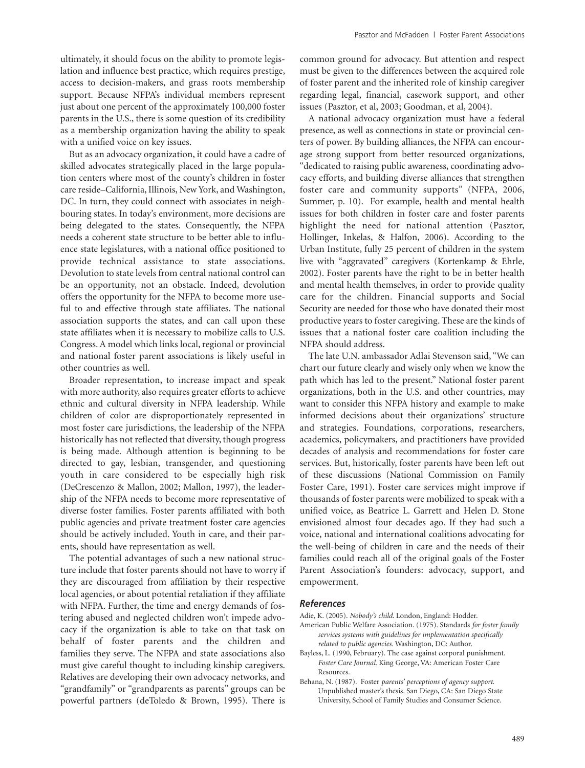ultimately, it should focus on the ability to promote legislation and influence best practice, which requires prestige, access to decision-makers, and grass roots membership support. Because NFPA's individual members represent just about one percent of the approximately 100,000 foster parents in the U.S., there is some question of its credibility as a membership organization having the ability to speak with a unified voice on key issues.

But as an advocacy organization, it could have a cadre of skilled advocates strategically placed in the large population centers where most of the county's children in foster care reside–California, Illinois, New York, and Washington, DC. In turn, they could connect with associates in neighbouring states. In today's environment, more decisions are being delegated to the states. Consequently, the NFPA needs a coherent state structure to be better able to influence state legislatures, with a national office positioned to provide technical assistance to state associations. Devolution to state levels from central national control can be an opportunity, not an obstacle. Indeed, devolution offers the opportunity for the NFPA to become more useful to and effective through state affiliates. The national association supports the states, and can call upon these state affiliates when it is necessary to mobilize calls to U.S. Congress. A model which links local, regional or provincial and national foster parent associations is likely useful in other countries as well.

Broader representation, to increase impact and speak with more authority, also requires greater efforts to achieve ethnic and cultural diversity in NFPA leadership. While children of color are disproportionately represented in most foster care jurisdictions, the leadership of the NFPA historically has not reflected that diversity, though progress is being made. Although attention is beginning to be directed to gay, lesbian, transgender, and questioning youth in care considered to be especially high risk (DeCrescenzo & Mallon, 2002; Mallon, 1997), the leadership of the NFPA needs to become more representative of diverse foster families. Foster parents affiliated with both public agencies and private treatment foster care agencies should be actively included. Youth in care, and their parents, should have representation as well.

The potential advantages of such a new national structure include that foster parents should not have to worry if they are discouraged from affiliation by their respective local agencies, or about potential retaliation if they affiliate with NFPA. Further, the time and energy demands of fostering abused and neglected children won't impede advocacy if the organization is able to take on that task on behalf of foster parents and the children and families they serve. The NFPA and state associations also must give careful thought to including kinship caregivers. Relatives are developing their own advocacy networks, and "grandfamily" or "grandparents as parents" groups can be powerful partners (deToledo & Brown, 1995). There is common ground for advocacy. But attention and respect must be given to the differences between the acquired role of foster parent and the inherited role of kinship caregiver regarding legal, financial, casework support, and other issues (Pasztor, et al, 2003; Goodman, et al, 2004).

A national advocacy organization must have a federal presence, as well as connections in state or provincial centers of power. By building alliances, the NFPA can encourage strong support from better resourced organizations, "dedicated to raising public awareness, coordinating advocacy efforts, and building diverse alliances that strengthen foster care and community supports" (NFPA, 2006, Summer, p. 10). For example, health and mental health issues for both children in foster care and foster parents highlight the need for national attention (Pasztor, Hollinger, Inkelas, & Halfon, 2006). According to the Urban Institute, fully 25 percent of children in the system live with "aggravated" caregivers (Kortenkamp & Ehrle, 2002). Foster parents have the right to be in better health and mental health themselves, in order to provide quality care for the children. Financial supports and Social Security are needed for those who have donated their most productive years to foster caregiving. These are the kinds of issues that a national foster care coalition including the NFPA should address.

The late U.N. ambassador Adlai Stevenson said, "We can chart our future clearly and wisely only when we know the path which has led to the present." National foster parent organizations, both in the U.S. and other countries, may want to consider this NFPA history and example to make informed decisions about their organizations' structure and strategies. Foundations, corporations, researchers, academics, policymakers, and practitioners have provided decades of analysis and recommendations for foster care services. But, historically, foster parents have been left out of these discussions (National Commission on Family Foster Care, 1991). Foster care services might improve if thousands of foster parents were mobilized to speak with a unified voice, as Beatrice L. Garrett and Helen D. Stone envisioned almost four decades ago. If they had such a voice, national and international coalitions advocating for the well-being of children in care and the needs of their families could reach all of the original goals of the Foster Parent Association's founders: advocacy, support, and empowerment.

### *References*

Adie, K. (2005). *Nobody's child*. London, England: Hodder.

American Public Welfare Association. (1975). Standards *for foster family services systems with guidelines for implementation specifically related to public agencies*. Washington, DC: Author.

Bayless, L. (1990, February). The case against corporal punishment. *Foster Care Journal*. King George, VA: American Foster Care Resources.

Behana, N. (1987). Foster *parents' perceptions of agency support*. Unpublished master's thesis. San Diego, CA: San Diego State University, School of Family Studies and Consumer Science.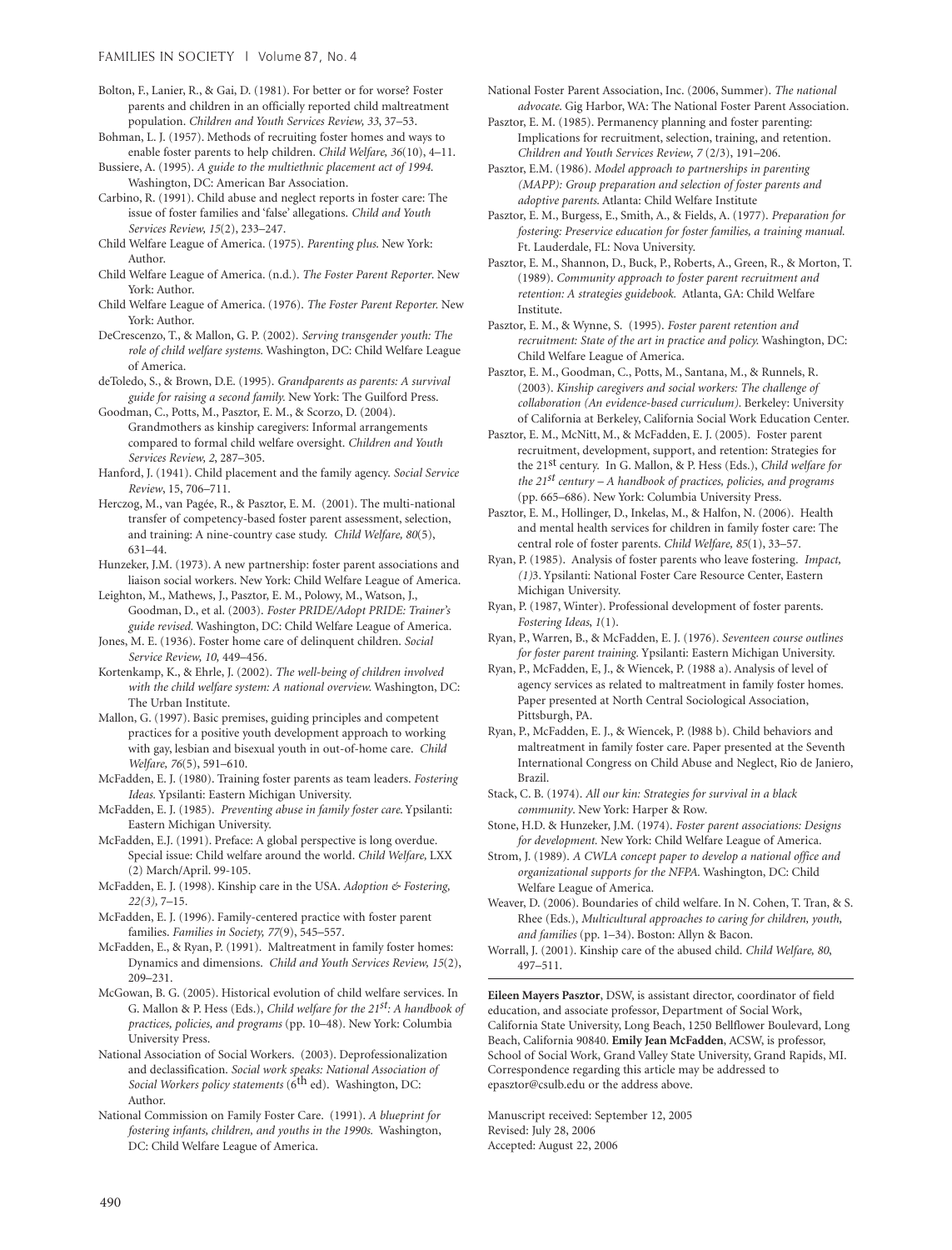Bolton, F., Lanier, R., & Gai, D. (1981). For better or for worse? Foster parents and children in an officially reported child maltreatment population. *Children and Youth Services Review, 33*, 37–53.

Bohman, L. J. (1957). Methods of recruiting foster homes and ways to enable foster parents to help children. *Child Welfare, 36*(10), 4–11.

Bussiere, A. (1995). *A guide to the multiethnic placement act of 1994.* Washington, DC: American Bar Association.

Carbino, R. (1991). Child abuse and neglect reports in foster care: The issue of foster families and 'false' allegations. *Child and Youth Services Review, 15*(2), 233–247.

Child Welfare League of America. (1975). *Parenting plus.* New York: Author.

Child Welfare League of America. (n.d.). *The Foster Parent Reporter.* New York: Author.

Child Welfare League of America. (1976). *The Foster Parent Reporter.* New York: Author.

DeCrescenzo, T., & Mallon, G. P. (2002). *Serving transgender youth: The role of child welfare systems.* Washington, DC: Child Welfare League of America.

deToledo, S., & Brown, D.E. (1995). *Grandparents as parents: A survival guide for raising a second family.* New York: The Guilford Press.

Goodman, C., Potts, M., Pasztor, E. M., & Scorzo, D. (2004). Grandmothers as kinship caregivers: Informal arrangements compared to formal child welfare oversight. *Children and Youth Services Review, 2*, 287–305.

Hanford, J. (1941). Child placement and the family agency. *Social Service Review*, 15, 706–711.

Herczog, M., van Pagée, R., & Pasztor, E. M. (2001). The multi-national transfer of competency-based foster parent assessment, selection, and training: A nine-country case study. *Child Welfare, 80*(5), 631–44.

Hunzeker, J.M. (1973). A new partnership: foster parent associations and liaison social workers. New York: Child Welfare League of America.

Leighton, M., Mathews, J., Pasztor, E. M., Polowy, M., Watson, J., Goodman, D., et al. (2003). *Foster PRIDE/Adopt PRIDE: Trainer's guide revised.* Washington, DC: Child Welfare League of America.

Jones, M. E. (1936). Foster home care of delinquent children. *Social Service Review, 10,* 449–456.

Kortenkamp, K., & Ehrle, J. (2002). *The well-being of children involved with the child welfare system: A national overview.* Washington, DC: The Urban Institute.

Mallon, G. (1997). Basic premises, guiding principles and competent practices for a positive youth development approach to working with gay, lesbian and bisexual youth in out-of-home care. *Child Welfare, 76*(5), 591–610.

McFadden, E. J. (1980). Training foster parents as team leaders. *Fostering Ideas.* Ypsilanti: Eastern Michigan University.

McFadden, E. J. (1985). *Preventing abuse in family foster care.* Ypsilanti: Eastern Michigan University.

McFadden, E.J. (1991). Preface: A global perspective is long overdue. Special issue: Child welfare around the world. *Child Welfare,* LXX (2) March/April. 99-105.

McFadden, E. J. (1998). Kinship care in the USA. *Adoption & Fostering, 22(3),* 7–15.

McFadden, E. J. (1996). Family-centered practice with foster parent families. *Families in Society, 77*(9), 545–557.

McFadden, E., & Ryan, P. (1991). Maltreatment in family foster homes: Dynamics and dimensions. *Child and Youth Services Review, 15*(2), 209–231.

McGowan, B. G. (2005). Historical evolution of child welfare services. In G. Mallon & P. Hess (Eds.), *Child welfare for the 21st: A handbook of practices, policies, and programs* (pp. 10–48). New York: Columbia University Press.

National Association of Social Workers. (2003). Deprofessionalization and declassification. *Social work speaks: National Association of Social Workers policy statements* (6th ed). Washington, DC: Author.

National Commission on Family Foster Care. (1991). *A blueprint for fostering infants, children, and youths in the 1990s.* Washington, DC: Child Welfare League of America.

National Foster Parent Association, Inc. (2006, Summer). *The national advocate.* Gig Harbor, WA: The National Foster Parent Association.

Pasztor, E. M. (1985). Permanency planning and foster parenting: Implications for recruitment, selection, training, and retention. *Children and Youth Services Review, 7* (2/3), 191–206.

Pasztor, E.M. (1986). *Model approach to partnerships in parenting (MAPP): Group preparation and selection of foster parents and adoptive parents.* Atlanta: Child Welfare Institute

Pasztor, E. M., Burgess, E., Smith, A., & Fields, A. (1977). *Preparation for fostering: Preservice education for foster families, a training manual.* Ft. Lauderdale, FL: Nova University.

Pasztor, E. M., Shannon, D., Buck, P., Roberts, A., Green, R., & Morton, T. (1989). *Community approach to foster parent recruitment and retention: A strategies guidebook.* Atlanta, GA: Child Welfare Institute.

Pasztor, E. M., & Wynne, S. (1995). *Foster parent retention and recruitment: State of the art in practice and policy.* Washington, DC: Child Welfare League of America.

Pasztor, E. M., Goodman, C., Potts, M., Santana, M., & Runnels, R. (2003). *Kinship caregivers and social workers: The challenge of collaboration (An evidence-based curriculum).* Berkeley: University of California at Berkeley, California Social Work Education Center.

Pasztor, E. M., McNitt, M., & McFadden, E. J. (2005). Foster parent recruitment, development, support, and retention: Strategies for the 21st century. In G. Mallon, & P. Hess (Eds.), *Child welfare for the 21st century – A handbook of practices, policies, and programs* (pp. 665–686). New York: Columbia University Press.

Pasztor, E. M., Hollinger, D., Inkelas, M., & Halfon, N. (2006). Health and mental health services for children in family foster care: The central role of foster parents. *Child Welfare, 85*(1), 33–57.

Ryan, P. (1985). Analysis of foster parents who leave fostering. *Impact, (1)*3. Ypsilanti: National Foster Care Resource Center, Eastern Michigan University.

Ryan, P. (1987, Winter). Professional development of foster parents. *Fostering Ideas, 1*(1).

Ryan, P., Warren, B., & McFadden, E. J. (1976). *Seventeen course outlines for foster parent training.* Ypsilanti: Eastern Michigan University.

Ryan, P., McFadden, E, J., & Wiencek, P. (1988 a). Analysis of level of agency services as related to maltreatment in family foster homes. Paper presented at North Central Sociological Association, Pittsburgh, PA.

Ryan, P., McFadden, E. J., & Wiencek, P. (l988 b). Child behaviors and maltreatment in family foster care. Paper presented at the Seventh International Congress on Child Abuse and Neglect, Rio de Janiero, Brazil.

Stack, C. B. (1974). *All our kin: Strategies for survival in a black community.* New York: Harper & Row.

Stone, H.D. & Hunzeker, J.M. (1974). *Foster parent associations: Designs for development.* New York: Child Welfare League of America.

Strom, J. (1989). *A CWLA concept paper to develop a national office and organizational supports for the NFPA.* Washington, DC: Child Welfare League of America.

Weaver, D. (2006). Boundaries of child welfare. In N. Cohen, T. Tran, & S. Rhee (Eds.), *Multicultural approaches to caring for children, youth, and families* (pp. 1–34). Boston: Allyn & Bacon.

Worrall, J. (2001). Kinship care of the abused child. *Child Welfare, 80,* 497–511.

---

**Eileen Mayers Pasztor**, DSW, is assistant director, coordinator of field education, and associate professor, Department of Social Work, California State University, Long Beach, 1250 Bellflower Boulevard, Long Beach, California 90840. **Emily Jean McFadden**, ACSW, is professor, School of Social Work, Grand Valley State University, Grand Rapids, MI. Correspondence regarding this article may be addressed to epasztor@csulb.edu or the address above.

Manuscript received: September 12, 2005
Revised: July 28, 2006
Accepted: August 22, 2006